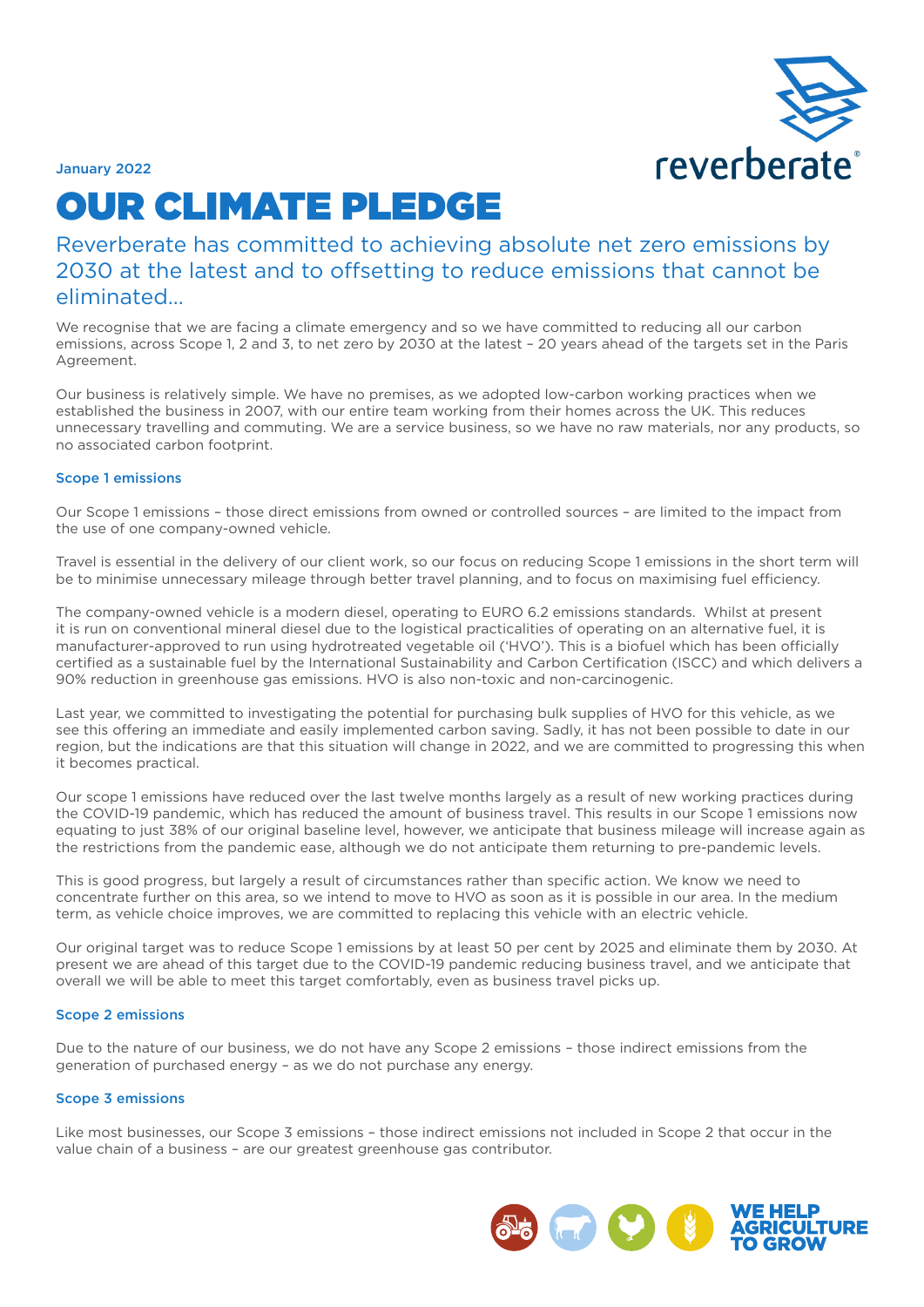January 2022

# OUR CLIMATE PLEDGE

## Reverberate has committed to achieving absolute net zero emissions by 2030 at the latest and to offsetting to reduce emissions that cannot be eliminated...

We recognise that we are facing a climate emergency and so we have committed to reducing all our carbon emissions, across Scope 1, 2 and 3, to net zero by 2030 at the latest – 20 years ahead of the targets set in the Paris Agreement.

Our business is relatively simple. We have no premises, as we adopted low-carbon working practices when we established the business in 2007, with our entire team working from their homes across the UK. This reduces unnecessary travelling and commuting. We are a service business, so we have no raw materials, nor any products, so no associated carbon footprint.

### Scope 1 emissions

Our Scope 1 emissions – those direct emissions from owned or controlled sources – are limited to the impact from the use of one company-owned vehicle.

Travel is essential in the delivery of our client work, so our focus on reducing Scope 1 emissions in the short term will be to minimise unnecessary mileage through better travel planning, and to focus on maximising fuel efficiency.

The company-owned vehicle is a modern diesel, operating to EURO 6.2 emissions standards. Whilst at present it is run on conventional mineral diesel due to the logistical practicalities of operating on an alternative fuel, it is manufacturer-approved to run using hydrotreated vegetable oil ('HVO'). This is a biofuel which has been officially certified as a sustainable fuel by the International Sustainability and Carbon Certification (ISCC) and which delivers a 90% reduction in greenhouse gas emissions. HVO is also non-toxic and non-carcinogenic.

Last year, we committed to investigating the potential for purchasing bulk supplies of HVO for this vehicle, as we see this offering an immediate and easily implemented carbon saving. Sadly, it has not been possible to date in our region, but the indications are that this situation will change in 2022, and we are committed to progressing this when it becomes practical.

Our scope 1 emissions have reduced over the last twelve months largely as a result of new working practices during the COVID-19 pandemic, which has reduced the amount of business travel. This results in our Scope 1 emissions now equating to just 38% of our original baseline level, however, we anticipate that business mileage will increase again as the restrictions from the pandemic ease, although we do not anticipate them returning to pre-pandemic levels.

This is good progress, but largely a result of circumstances rather than specific action. We know we need to concentrate further on this area, so we intend to move to HVO as soon as it is possible in our area. In the medium term, as vehicle choice improves, we are committed to replacing this vehicle with an electric vehicle.

Our original target was to reduce Scope 1 emissions by at least 50 per cent by 2025 and eliminate them by 2030. At present we are ahead of this target due to the COVID-19 pandemic reducing business travel, and we anticipate that overall we will be able to meet this target comfortably, even as business travel picks up.

### Scope 2 emissions

Due to the nature of our business, we do not have any Scope 2 emissions – those indirect emissions from the generation of purchased energy – as we do not purchase any energy.

### Scope 3 emissions

Like most businesses, our Scope 3 emissions – those indirect emissions not included in Scope 2 that occur in the value chain of a business – are our greatest greenhouse gas contributor.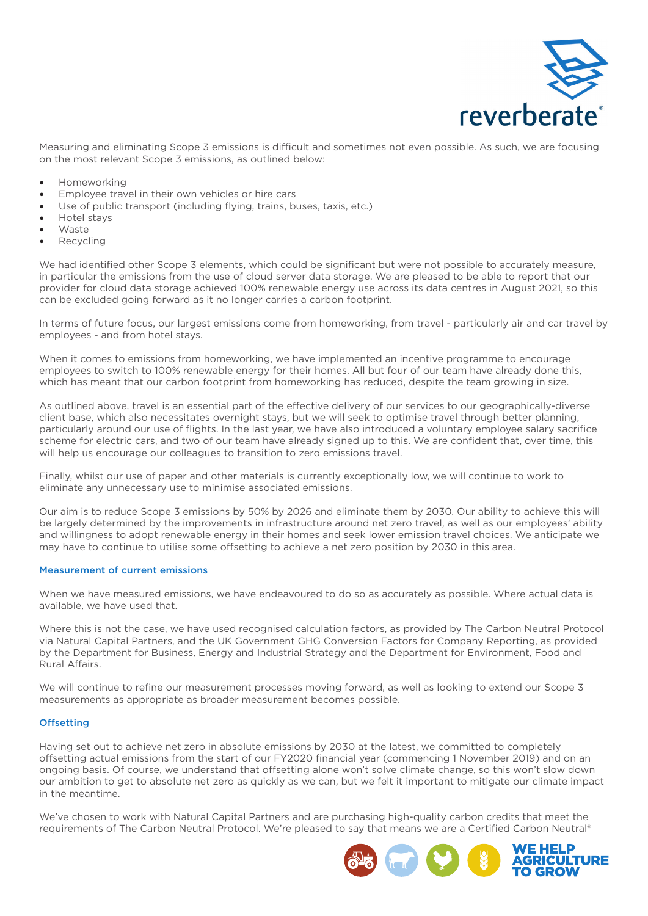Measuring and eliminating Scope 3 emissions is difficult and sometimes not even possible. As such, we are focusing on the most relevant Scope 3 emissions, as outlined below:

- Homeworking
- Employee travel in their own vehicles or hire cars
- Use of public transport (including flying, trains, buses, taxis, etc.)
- Hotel stays
- Waste
- Recycling

We had identified other Scope 3 elements, which could be significant but were not possible to accurately measure, in particular the emissions from the use of cloud server data storage. We are pleased to be able to report that our provider for cloud data storage achieved 100% renewable energy use across its data centres in August 2021, so this can be excluded going forward as it no longer carries a carbon footprint.

In terms of future focus, our largest emissions come from homeworking, from travel - particularly air and car travel by employees - and from hotel stays.

When it comes to emissions from homeworking, we have implemented an incentive programme to encourage employees to switch to 100% renewable energy for their homes. All but four of our team have already done this, which has meant that our carbon footprint from homeworking has reduced, despite the team growing in size.

As outlined above, travel is an essential part of the effective delivery of our services to our geographically-diverse client base, which also necessitates overnight stays, but we will seek to optimise travel through better planning, particularly around our use of flights. In the last year, we have also introduced a voluntary employee salary sacrifice scheme for electric cars, and two of our team have already signed up to this. We are confident that, over time, this will help us encourage our colleagues to transition to zero emissions travel.

Finally, whilst our use of paper and other materials is currently exceptionally low, we will continue to work to eliminate any unnecessary use to minimise associated emissions.

Our aim is to reduce Scope 3 emissions by 50% by 2026 and eliminate them by 2030. Our ability to achieve this will be largely determined by the improvements in infrastructure around net zero travel, as well as our employees' ability and willingness to adopt renewable energy in their homes and seek lower emission travel choices. We anticipate we may have to continue to utilise some offsetting to achieve a net zero position by 2030 in this area.

### Measurement of current emissions

When we have measured emissions, we have endeavoured to do so as accurately as possible. Where actual data is available, we have used that.

Where this is not the case, we have used recognised calculation factors, as provided by The Carbon Neutral Protocol via Natural Capital Partners, and the UK Government GHG Conversion Factors for Company Reporting, as provided by the Department for Business, Energy and Industrial Strategy and the Department for Environment, Food and Rural Affairs.

We will continue to refine our measurement processes moving forward, as well as looking to extend our Scope 3 measurements as appropriate as broader measurement becomes possible.

### Offsetting

Having set out to achieve net zero in absolute emissions by 2030 at the latest, we committed to completely offsetting actual emissions from the start of our FY2020 financial year (commencing 1 November 2019) and on an ongoing basis. Of course, we understand that offsetting alone won't solve climate change, so this won't slow down our ambition to get to absolute net zero as quickly as we can, but we felt it important to mitigate our climate impact in the meantime.

We've chosen to work with Natural Capital Partners and are purchasing high-quality carbon credits that meet the requirements of The Carbon Neutral Protocol. We're pleased to say that means we are a Certified Carbon Neutral®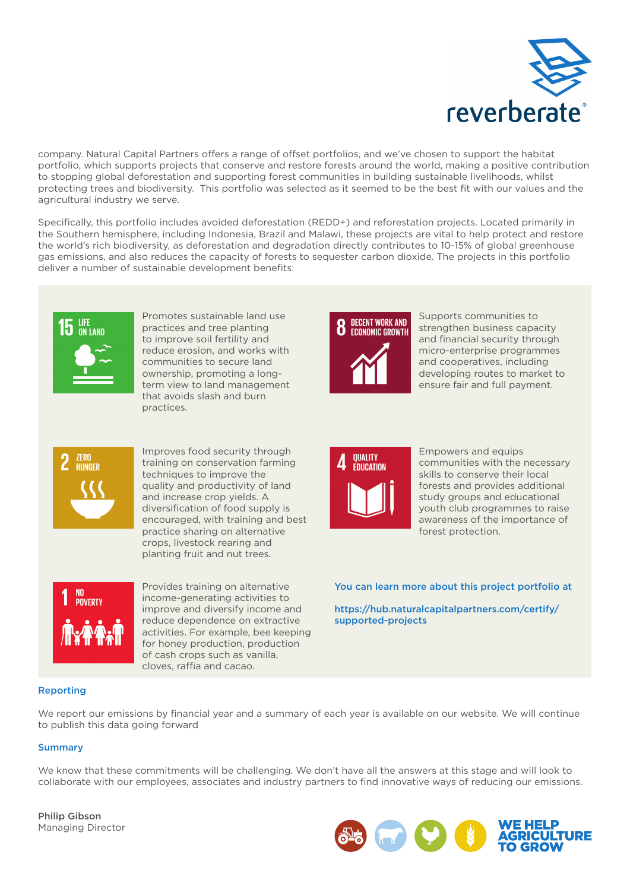company. Natural Capital Partners offers a range of offset portfolios, and we've chosen to support the habitat portfolio, which supports projects that conserve and restore forests around the world, making a positive contribution to stopping global deforestation and supporting forest communities in building sustainable livelihoods, whilst protecting trees and biodiversity. This portfolio was selected as it seemed to be the best fit with our values and the agricultural industry we serve.

Specifically, this portfolio includes avoided deforestation (REDD+) and reforestation projects. Located primarily in the Southern hemisphere, including Indonesia, Brazil and Malawi, these projects are vital to help protect and restore the world's rich biodiversity, as deforestation and degradation directly contributes to 10-15% of global greenhouse gas emissions, and also reduces the capacity of forests to sequester carbon dioxide. The projects in this portfolio deliver a number of sustainable development benefits:

**15 LIFE ON LAND**

Promotes sustainable land use practices and tree planting to improve soil fertility and reduce erosion, and works with communities to secure land ownership, promoting a long-term view to land management that avoids slash and burn practices.

**8 DECENT WORK AND ECONOMIC GROWTH**

Supports communities to strengthen business capacity and financial security through micro-enterprise programmes and cooperatives, including developing routes to market to ensure fair and full payment.

**2 ZERO HUNGER**

Improves food security through training on conservation farming techniques to improve the quality and productivity of land and increase crop yields. A diversification of food supply is encouraged, with training and best practice sharing on alternative crops, livestock rearing and planting fruit and nut trees.

**4 QUALITY EDUCATION**

Empowers and equips communities with the necessary skills to conserve their local forests and provides additional study groups and educational youth club programmes to raise awareness of the importance of forest protection.

**1 NO POVERTY**

Provides training on alternative income-generating activities to improve and diversify income and reduce dependence on extractive activities. For example, bee keeping for honey production, production of cash crops such as vanilla, cloves, raffia and cacao.

You can learn more about this project portfolio at

https://hub.naturalcapitalpartners.com/certify/supported-projects

### Reporting

We report our emissions by financial year and a summary of each year is available on our website. We will continue to publish this data going forward

### Summary

We know that these commitments will be challenging. We don't have all the answers at this stage and will look to collaborate with our employees, associates and industry partners to find innovative ways of reducing our emissions.

**Philip Gibson**
Managing Director

WE HELP AGRICULTURE TO GROW